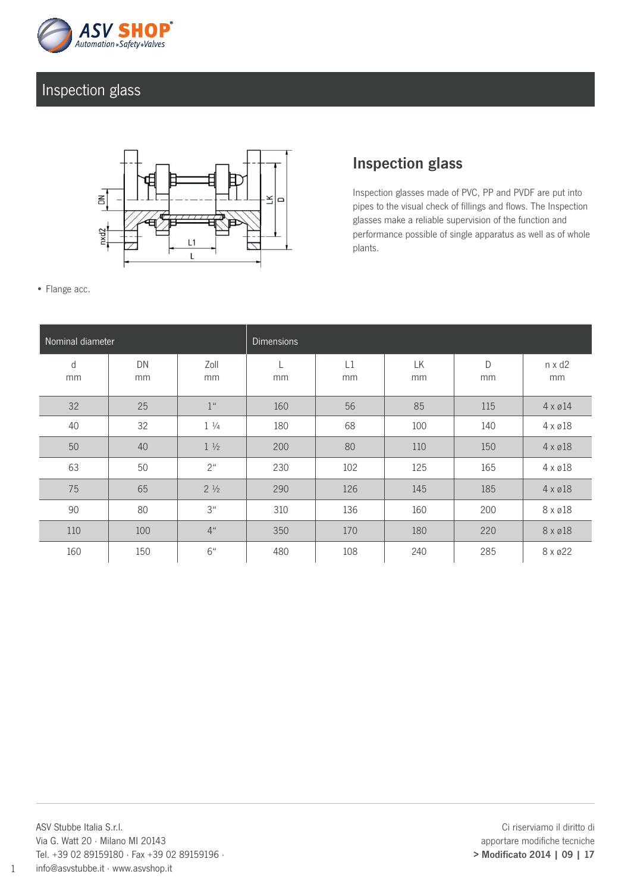# Inspection glass

## Inspection glass

Inspection glasses made of PVC, PP and PVDF are put into pipes to the visual check of fillings and flows. The Inspection glasses make a reliable supervision of the function and performance possible of single apparatus as well as of whole plants.

- Flange acc.

| Nominal diameter | | | Dimensions | | | | |
|---|---|---|---|---|---|---|---|
| d mm | DN mm | Zoll mm | L mm | L1 mm | LK mm | D mm | n x d2 mm |
| 32 | 25 | 1“ | 160 | 56 | 85 | 115 | 4 x ø14 |
| 40 | 32 | 1 ¼ | 180 | 68 | 100 | 140 | 4 x ø18 |
| 50 | 40 | 1 ½ | 200 | 80 | 110 | 150 | 4 x ø18 |
| 63 | 50 | 2“ | 230 | 102 | 125 | 165 | 4 x ø18 |
| 75 | 65 | 2 ½ | 290 | 126 | 145 | 185 | 4 x ø18 |
| 90 | 80 | 3“ | 310 | 136 | 160 | 200 | 8 x ø18 |
| 110 | 100 | 4“ | 350 | 170 | 180 | 220 | 8 x ø18 |
| 160 | 150 | 6“ | 480 | 108 | 240 | 285 | 8 x ø22 |

ASV Stubbe Italia S.r.l.
Via G. Watt 20 · Milano MI 20143
Tel. +39 02 89159180 · Fax +39 02 89159196 ·
info@asvstubbe.it · www.asvshop.it

Ci riserviamo il diritto di apportare modifiche tecniche
**> Modificato 2014 | 09 | 17**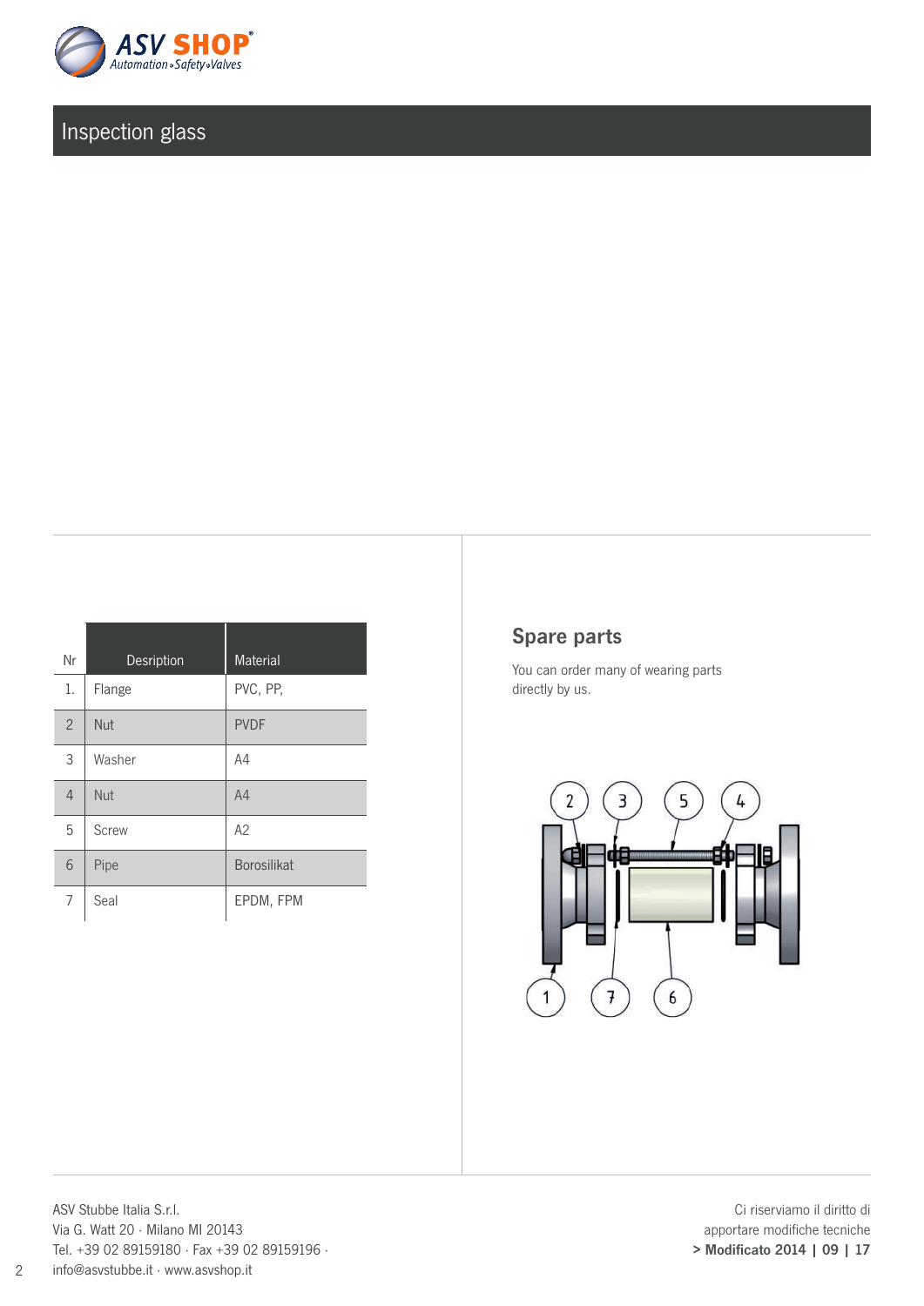# Inspection glass

| Nr | Desription | Material |
|---|---|---|
| 1. | Flange | PVC, PP, |
| 2 | Nut | PVDF |
| 3 | Washer | A4 |
| 4 | Nut | A4 |
| 5 | Screw | A2 |
| 6 | Pipe | Borosilikat |
| 7 | Seal | EPDM, FPM |

## Spare parts

You can order many of wearing parts directly by us.

2 3 5 4

1 7 6

ASV Stubbe Italia S.r.l.
Via G. Watt 20 · Milano MI 20143
Tel. +39 02 89159180 · Fax +39 02 89159196 ·
info@asvstubbe.it · www.asvshop.it

Ci riserviamo il diritto di
apportare modifiche tecniche
**> Modificato 2014 | 09 | 17**